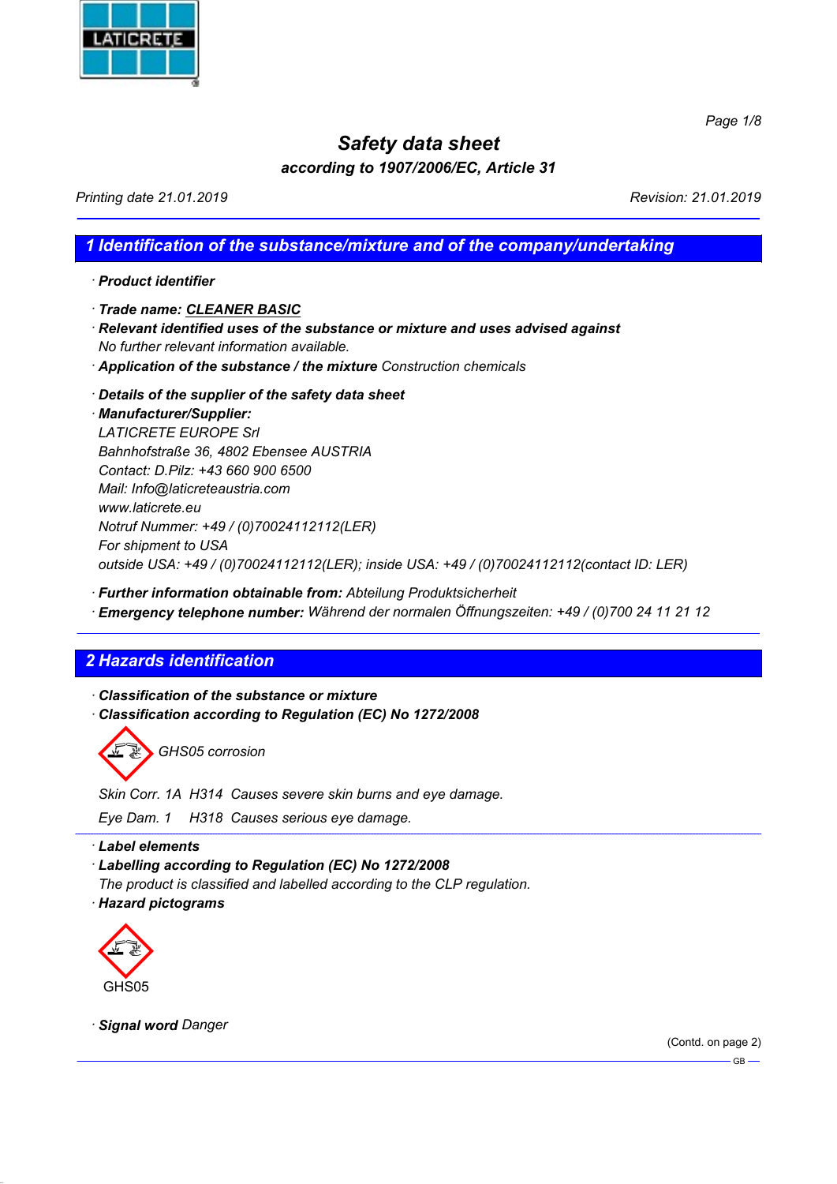# Safety data sheet

**according to 1907/2006/EC, Article 31**

*Printing date 21.01.2019* *Revision: 21.01.2019*

## 1 Identification of the substance/mixture and of the company/undertaking

· **Product identifier**

· **Trade name: CLEANER BASIC**

· **Relevant identified uses of the substance or mixture and uses advised against**
No further relevant information available.

· **Application of the substance / the mixture** Construction chemicals

· **Details of the supplier of the safety data sheet**

· **Manufacturer/Supplier:**
LATICRETE EUROPE Srl
Bahnhofstraße 36, 4802 Ebensee AUSTRIA
Contact: D.Pilz: +43 660 900 6500
Mail: Info@laticreteaustria.com
www.laticrete.eu
Notruf Nummer: +49 / (0)70024112112(LER)
For shipment to USA
outside USA: +49 / (0)70024112112(LER); inside USA: +49 / (0)70024112112(contact ID: LER)

· **Further information obtainable from:** Abteilung Produktsicherheit

· **Emergency telephone number:** Während der normalen Öffnungszeiten: +49 / (0)700 24 11 21 12

## 2 Hazards identification

· **Classification of the substance or mixture**

· **Classification according to Regulation (EC) No 1272/2008**

GHS05 corrosion

Skin Corr. 1A H314 Causes severe skin burns and eye damage.

Eye Dam. 1 H318 Causes serious eye damage.

· **Label elements**

· **Labelling according to Regulation (EC) No 1272/2008**
The product is classified and labelled according to the CLP regulation.

· **Hazard pictograms**

GHS05

· **Signal word** Danger

(Contd. on page 2)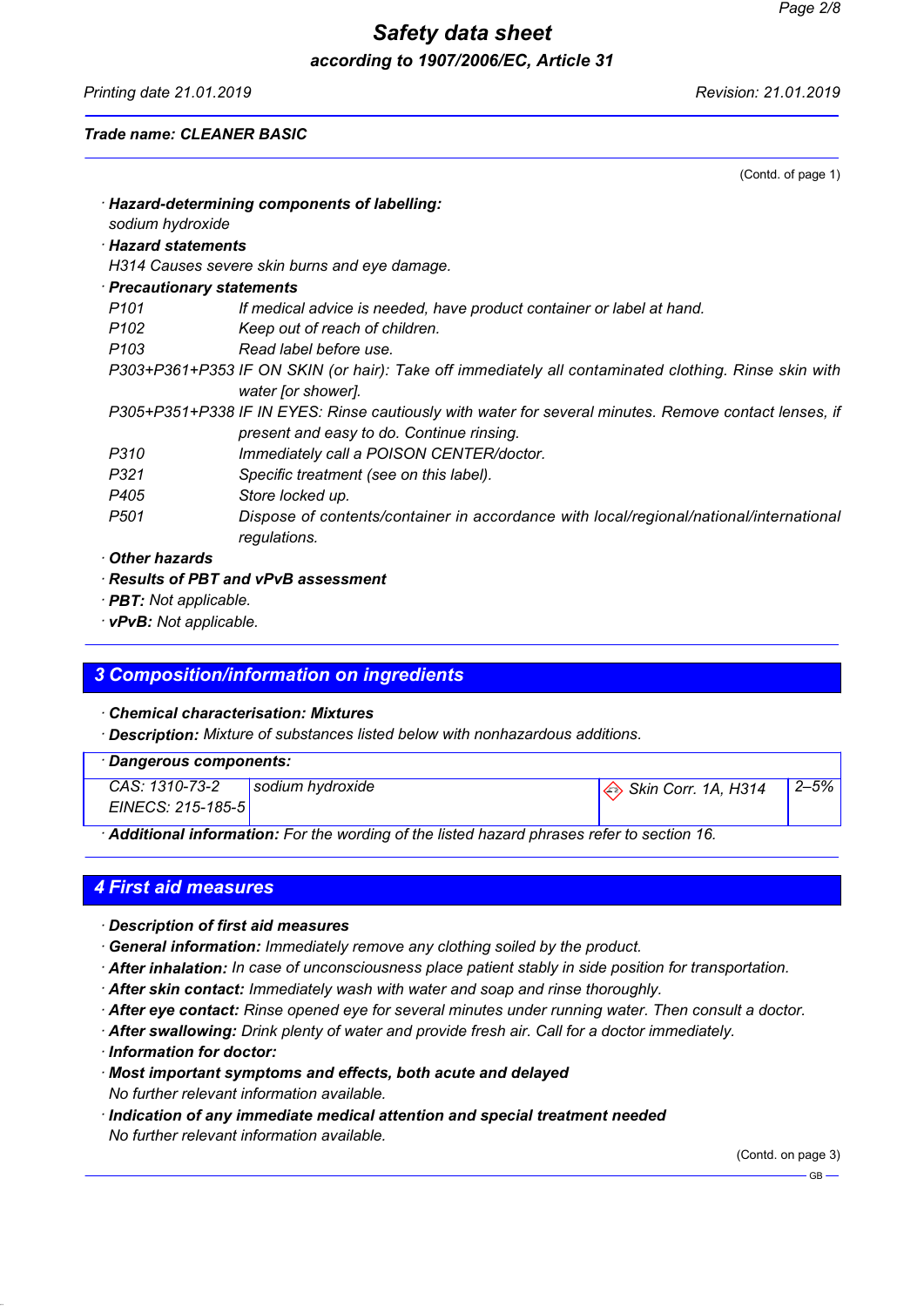(Contd. of page 1)

· **Hazard-determining components of labelling:**
sodium hydroxide

· **Hazard statements**
H314 Causes severe skin burns and eye damage.

· **Precautionary statements**

P101 If medical advice is needed, have product container or label at hand.
P102 Keep out of reach of children.
P103 Read label before use.
P303+P361+P353 IF ON SKIN (or hair): Take off immediately all contaminated clothing. Rinse skin with water [or shower].
P305+P351+P338 IF IN EYES: Rinse cautiously with water for several minutes. Remove contact lenses, if present and easy to do. Continue rinsing.
P310 Immediately call a POISON CENTER/doctor.
P321 Specific treatment (see on this label).
P405 Store locked up.
P501 Dispose of contents/container in accordance with local/regional/national/international regulations.

· **Other hazards**
· **Results of PBT and vPvB assessment**
· **PBT:** Not applicable.
· **vPvB:** Not applicable.

## 3 Composition/information on ingredients

· **Chemical characterisation: Mixtures**
· **Description:** Mixture of substances listed below with nonhazardous additions.

| · **Dangerous components:** | | | |
|---|---|---|---|
| CAS: 1310-73-2<br>EINECS: 215-185-5 | sodium hydroxide | Skin Corr. 1A, H314 | 2–5% |

· **Additional information:** For the wording of the listed hazard phrases refer to section 16.

## 4 First aid measures

· **Description of first aid measures**
· **General information:** Immediately remove any clothing soiled by the product.
· **After inhalation:** In case of unconsciousness place patient stably in side position for transportation.
· **After skin contact:** Immediately wash with water and soap and rinse thoroughly.
· **After eye contact:** Rinse opened eye for several minutes under running water. Then consult a doctor.
· **After swallowing:** Drink plenty of water and provide fresh air. Call for a doctor immediately.
· **Information for doctor:**
· **Most important symptoms and effects, both acute and delayed**
No further relevant information available.
· **Indication of any immediate medical attention and special treatment needed**
No further relevant information available.

(Contd. on page 3)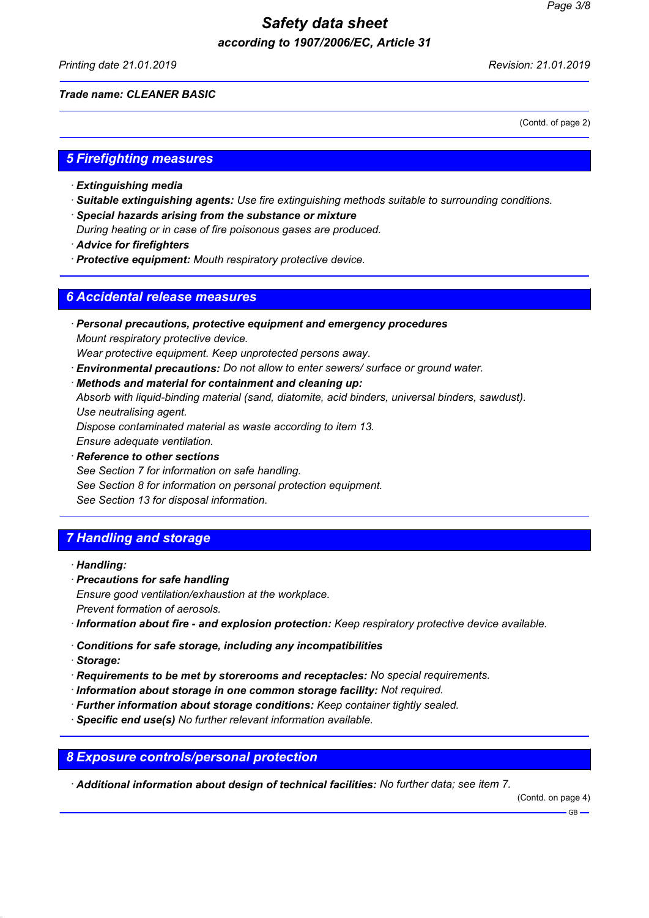Trade name: CLEANER BASIC

(Contd. of page 2)

## 5 Firefighting measures

· **Extinguishing media**
· **Suitable extinguishing agents:** Use fire extinguishing methods suitable to surrounding conditions.
· **Special hazards arising from the substance or mixture**
During heating or in case of fire poisonous gases are produced.
· **Advice for firefighters**
· **Protective equipment:** Mouth respiratory protective device.

## 6 Accidental release measures

· **Personal precautions, protective equipment and emergency procedures**
Mount respiratory protective device.
Wear protective equipment. Keep unprotected persons away.
· **Environmental precautions:** Do not allow to enter sewers/ surface or ground water.
· **Methods and material for containment and cleaning up:**
Absorb with liquid-binding material (sand, diatomite, acid binders, universal binders, sawdust).
Use neutralising agent.
Dispose contaminated material as waste according to item 13.
Ensure adequate ventilation.
· **Reference to other sections**
See Section 7 for information on safe handling.
See Section 8 for information on personal protection equipment.
See Section 13 for disposal information.

## 7 Handling and storage

· **Handling:**
· **Precautions for safe handling**
Ensure good ventilation/exhaustion at the workplace.
Prevent formation of aerosols.
· **Information about fire - and explosion protection:** Keep respiratory protective device available.

· **Conditions for safe storage, including any incompatibilities**
· **Storage:**
· **Requirements to be met by storerooms and receptacles:** No special requirements.
· **Information about storage in one common storage facility:** Not required.
· **Further information about storage conditions:** Keep container tightly sealed.
· **Specific end use(s)** No further relevant information available.

## 8 Exposure controls/personal protection

· **Additional information about design of technical facilities:** No further data; see item 7.

(Contd. on page 4)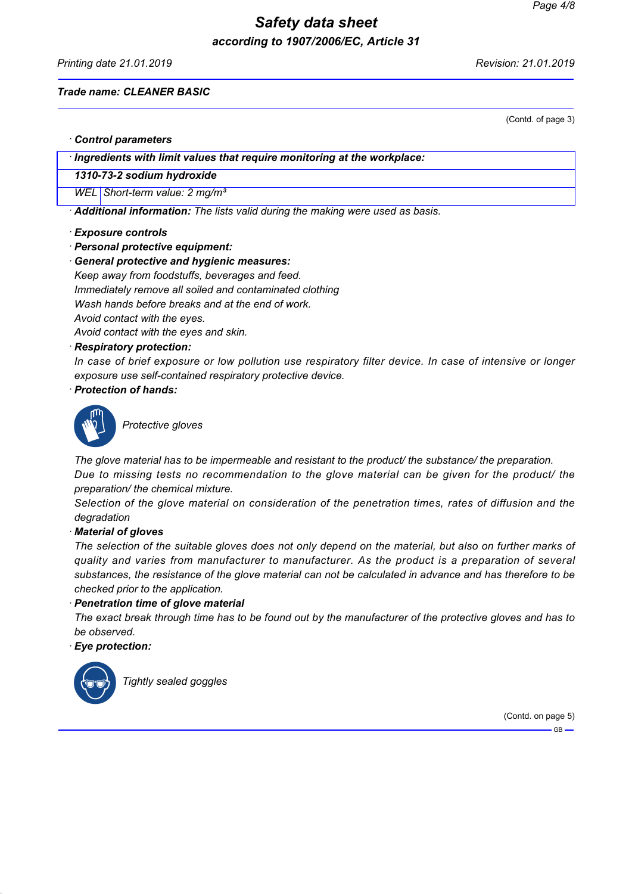# Safety data sheet

**according to 1907/2006/EC, Article 31**

Printing date 21.01.2019 Revision: 21.01.2019

**Trade name: CLEANER BASIC**

(Contd. of page 3)

· **Control parameters**

| · Ingredients with limit values that require monitoring at the workplace: | |
|---|---|
| **1310-73-2 sodium hydroxide** | |
| WEL | Short-term value: 2 mg/m³ |

· **Additional information:** The lists valid during the making were used as basis.

· **Exposure controls**

· **Personal protective equipment:**

· **General protective and hygienic measures:**

Keep away from foodstuffs, beverages and feed.
Immediately remove all soiled and contaminated clothing
Wash hands before breaks and at the end of work.
Avoid contact with the eyes.
Avoid contact with the eyes and skin.

· **Respiratory protection:**

In case of brief exposure or low pollution use respiratory filter device. In case of intensive or longer exposure use self-contained respiratory protective device.

· **Protection of hands:**

Protective gloves

The glove material has to be impermeable and resistant to the product/ the substance/ the preparation.
Due to missing tests no recommendation to the glove material can be given for the product/ the preparation/ the chemical mixture.
Selection of the glove material on consideration of the penetration times, rates of diffusion and the degradation

· **Material of gloves**

The selection of the suitable gloves does not only depend on the material, but also on further marks of quality and varies from manufacturer to manufacturer. As the product is a preparation of several substances, the resistance of the glove material can not be calculated in advance and has therefore to be checked prior to the application.

· **Penetration time of glove material**

The exact break through time has to be found out by the manufacturer of the protective gloves and has to be observed.

· **Eye protection:**

Tightly sealed goggles

(Contd. on page 5)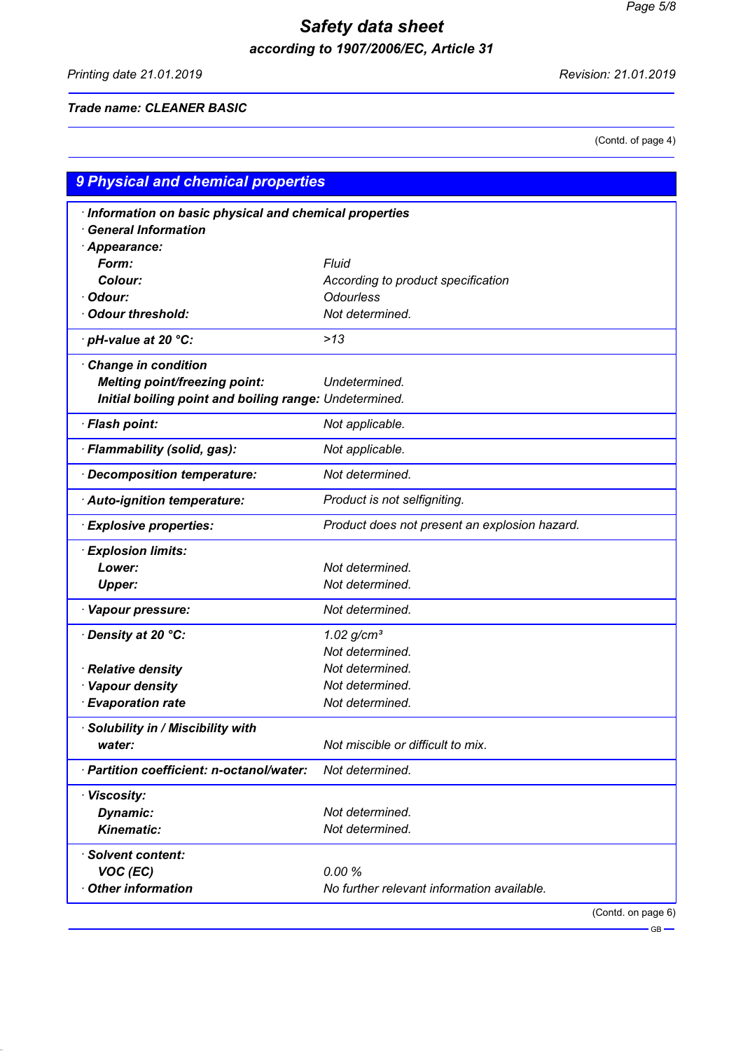Trade name: CLEANER BASIC

(Contd. of page 4)

## 9 Physical and chemical properties

| · Information on basic physical and chemical properties | |
|---|---|
| · General Information | |
| · Appearance: | |
| Form: | Fluid |
| Colour: | According to product specification |
| · Odour: | Odourless |
| · Odour threshold: | Not determined. |
| · pH-value at 20 °C: | >13 |
| · Change in condition | |
| Melting point/freezing point: | Undetermined. |
| Initial boiling point and boiling range: | Undetermined. |
| · Flash point: | Not applicable. |
| · Flammability (solid, gas): | Not applicable. |
| · Decomposition temperature: | Not determined. |
| · Auto-ignition temperature: | Product is not selfigniting. |
| · Explosive properties: | Product does not present an explosion hazard. |
| · Explosion limits: | |
| Lower: | Not determined. |
| Upper: | Not determined. |
| · Vapour pressure: | Not determined. |
| · Density at 20 °C: | 1.02 g/cm³ |
| | Not determined. |
| · Relative density | Not determined. |
| · Vapour density | Not determined. |
| · Evaporation rate | Not determined. |
| · Solubility in / Miscibility with | |
| water: | Not miscible or difficult to mix. |
| · Partition coefficient: n-octanol/water: | Not determined. |
| · Viscosity: | |
| Dynamic: | Not determined. |
| Kinematic: | Not determined. |
| · Solvent content: | |
| VOC (EC) | 0.00 % |
| · Other information | No further relevant information available. |

(Contd. on page 6)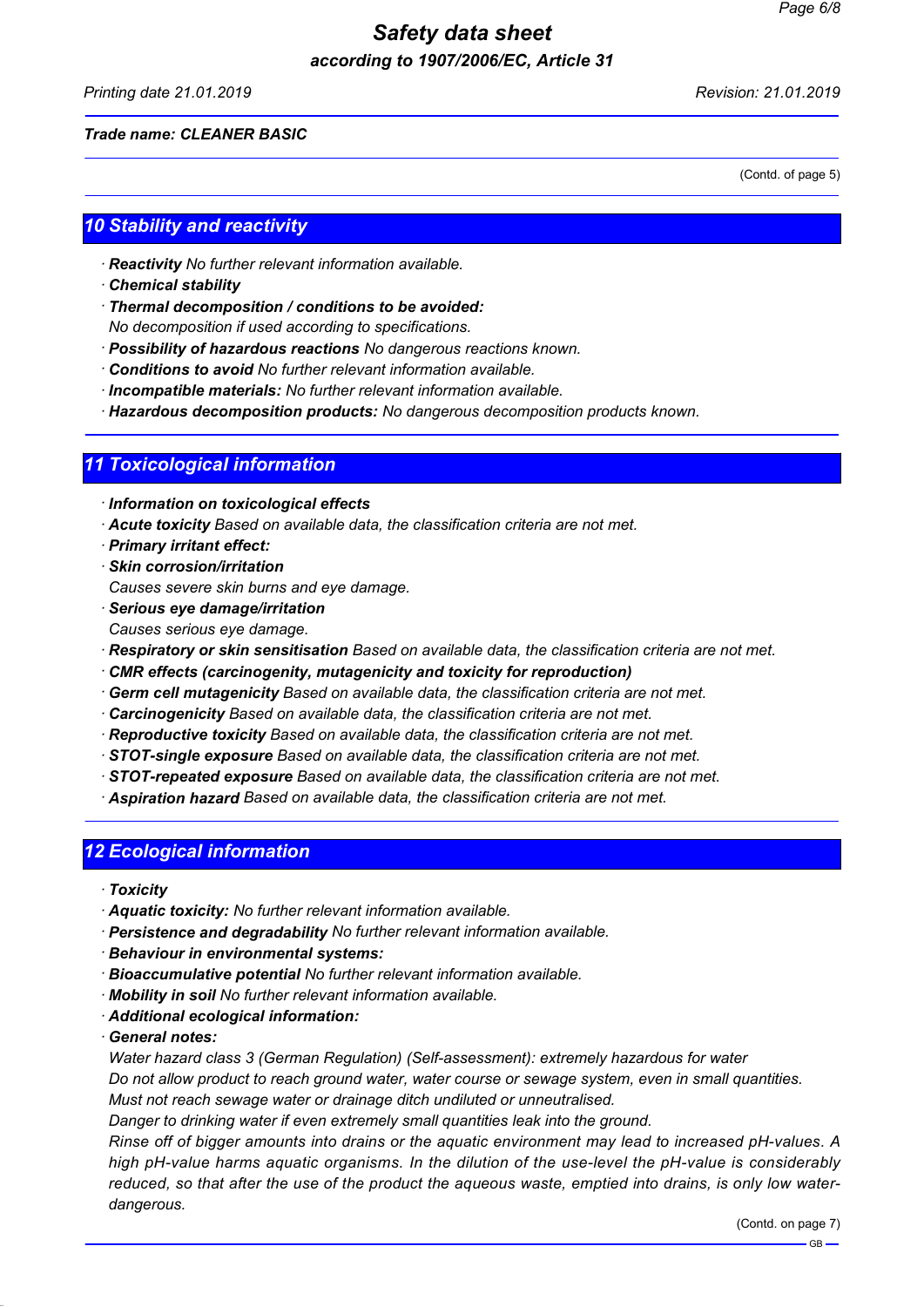(Contd. of page 5)

## 10 Stability and reactivity

· ***Reactivity*** *No further relevant information available.*
· ***Chemical stability***
· ***Thermal decomposition / conditions to be avoided:***
*No decomposition if used according to specifications.*
· ***Possibility of hazardous reactions*** *No dangerous reactions known.*
· ***Conditions to avoid*** *No further relevant information available.*
· ***Incompatible materials:*** *No further relevant information available.*
· ***Hazardous decomposition products:*** *No dangerous decomposition products known.*

## 11 Toxicological information

· ***Information on toxicological effects***
· ***Acute toxicity*** *Based on available data, the classification criteria are not met.*
· ***Primary irritant effect:***
· ***Skin corrosion/irritation***
*Causes severe skin burns and eye damage.*
· ***Serious eye damage/irritation***
*Causes serious eye damage.*
· ***Respiratory or skin sensitisation*** *Based on available data, the classification criteria are not met.*
· ***CMR effects (carcinogenity, mutagenicity and toxicity for reproduction)***
· ***Germ cell mutagenicity*** *Based on available data, the classification criteria are not met.*
· ***Carcinogenicity*** *Based on available data, the classification criteria are not met.*
· ***Reproductive toxicity*** *Based on available data, the classification criteria are not met.*
· ***STOT-single exposure*** *Based on available data, the classification criteria are not met.*
· ***STOT-repeated exposure*** *Based on available data, the classification criteria are not met.*
· ***Aspiration hazard*** *Based on available data, the classification criteria are not met.*

## 12 Ecological information

· ***Toxicity***
· ***Aquatic toxicity:*** *No further relevant information available.*
· ***Persistence and degradability*** *No further relevant information available.*
· ***Behaviour in environmental systems:***
· ***Bioaccumulative potential*** *No further relevant information available.*
· ***Mobility in soil*** *No further relevant information available.*
· ***Additional ecological information:***
· ***General notes:***
*Water hazard class 3 (German Regulation) (Self-assessment): extremely hazardous for water*
*Do not allow product to reach ground water, water course or sewage system, even in small quantities.*
*Must not reach sewage water or drainage ditch undiluted or unneutralised.*
*Danger to drinking water if even extremely small quantities leak into the ground.*
*Rinse off of bigger amounts into drains or the aquatic environment may lead to increased pH-values. A high pH-value harms aquatic organisms. In the dilution of the use-level the pH-value is considerably reduced, so that after the use of the product the aqueous waste, emptied into drains, is only low water-dangerous.*

(Contd. on page 7)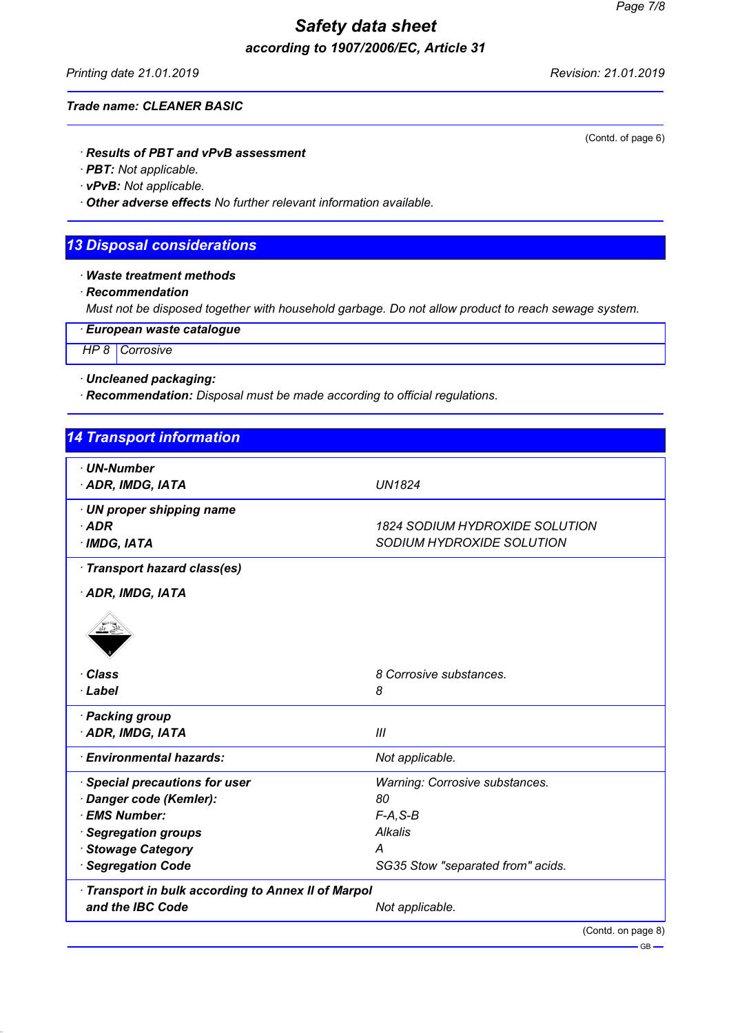(Contd. of page 6)

· **Results of PBT and vPvB assessment**
· **PBT:** Not applicable.
· **vPvB:** Not applicable.
· **Other adverse effects** No further relevant information available.

## 13 Disposal considerations

· **Waste treatment methods**
· **Recommendation**
Must not be disposed together with household garbage. Do not allow product to reach sewage system.

· **European waste catalogue**

| HP 8 | Corrosive |
|---|---|

· **Uncleaned packaging:**
· **Recommendation:** Disposal must be made according to official regulations.

## 14 Transport information

| | |
|---|---|
| · **UN-Number** | |
| · **ADR, IMDG, IATA** | UN1824 |
| · **UN proper shipping name** | |
| · **ADR** | 1824 SODIUM HYDROXIDE SOLUTION |
| · **IMDG, IATA** | SODIUM HYDROXIDE SOLUTION |
| · **Transport hazard class(es)** | |
| · **ADR, IMDG, IATA** | |
| · **Class** | 8 Corrosive substances. |
| · **Label** | 8 |
| · **Packing group** | |
| · **ADR, IMDG, IATA** | III |
| · **Environmental hazards:** | Not applicable. |
| · **Special precautions for user** | Warning: Corrosive substances. |
| · **Danger code (Kemler):** | 80 |
| · **EMS Number:** | F-A,S-B |
| · **Segregation groups** | Alkalis |
| · **Stowage Category** | A |
| · **Segregation Code** | SG35 Stow "separated from" acids. |
| · **Transport in bulk according to Annex II of Marpol and the IBC Code** | Not applicable. |

(Contd. on page 8)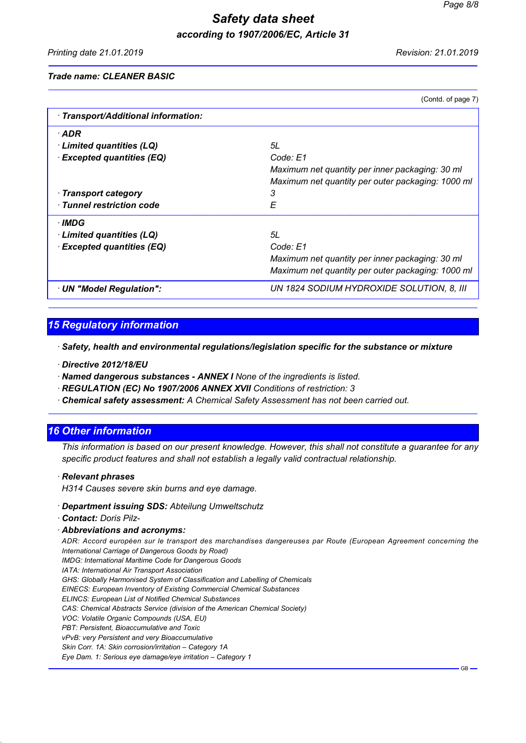(Contd. of page 7)

| · Transport/Additional information: | |
|---|---|
| **· ADR** | |
| **· Limited quantities (LQ)** | 5L |
| **· Excepted quantities (EQ)** | Code: E1<br>Maximum net quantity per inner packaging: 30 ml<br>Maximum net quantity per outer packaging: 1000 ml |
| **· Transport category** | 3 |
| **· Tunnel restriction code** | E |
| **· IMDG** | |
| **· Limited quantities (LQ)** | 5L |
| **· Excepted quantities (EQ)** | Code: E1<br>Maximum net quantity per inner packaging: 30 ml<br>Maximum net quantity per outer packaging: 1000 ml |
| **· UN "Model Regulation":** | UN 1824 SODIUM HYDROXIDE SOLUTION, 8, III |

## 15 Regulatory information

**· Safety, health and environmental regulations/legislation specific for the substance or mixture**

**· Directive 2012/18/EU**
**· Named dangerous substances - ANNEX I** None of the ingredients is listed.
**· REGULATION (EC) No 1907/2006 ANNEX XVII** Conditions of restriction: 3
**· Chemical safety assessment:** A Chemical Safety Assessment has not been carried out.

## 16 Other information

This information is based on our present knowledge. However, this shall not constitute a guarantee for any specific product features and shall not establish a legally valid contractual relationship.

**· Relevant phrases**
H314 Causes severe skin burns and eye damage.

**· Department issuing SDS:** Abteilung Umweltschutz
**· Contact:** Doris Pilz-
**· Abbreviations and acronyms:**
ADR: Accord européen sur le transport des marchandises dangereuses par Route (European Agreement concerning the International Carriage of Dangerous Goods by Road)
IMDG: International Maritime Code for Dangerous Goods
IATA: International Air Transport Association
GHS: Globally Harmonised System of Classification and Labelling of Chemicals
EINECS: European Inventory of Existing Commercial Chemical Substances
ELINCS: European List of Notified Chemical Substances
CAS: Chemical Abstracts Service (division of the American Chemical Society)
VOC: Volatile Organic Compounds (USA, EU)
PBT: Persistent, Bioaccumulative and Toxic
vPvB: very Persistent and very Bioaccumulative
Skin Corr. 1A: Skin corrosion/irritation – Category 1A
Eye Dam. 1: Serious eye damage/eye irritation – Category 1